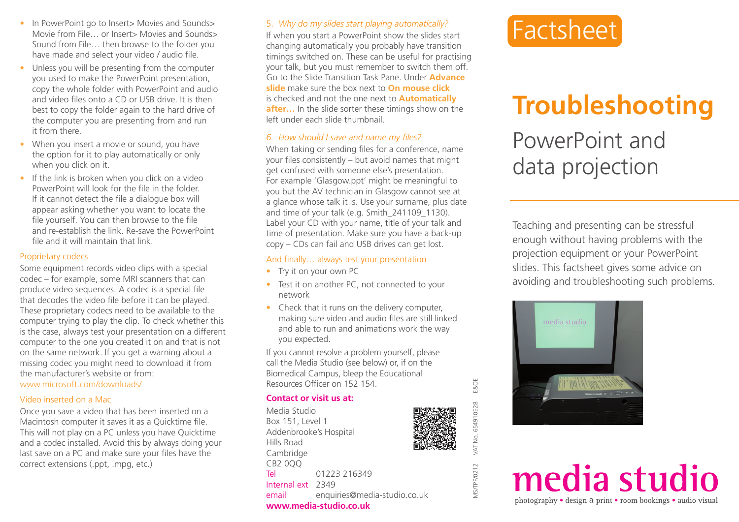- In PowerPoint go to Insert> Movies and Sounds> Movie from File… or Insert> Movies and Sounds> Sound from File… then browse to the folder you have made and select your video / audio file.
- Unless you will be presenting from the computer you used to make the PowerPoint presentation, copy the whole folder with PowerPoint and audio and video files onto a CD or USB drive. It is then best to copy the folder again to the hard drive of the computer you are presenting from and run it from there.
- When you insert a movie or sound, you have the option for it to play automatically or only when you click on it.
- If the link is broken when you click on a video PowerPoint will look for the file in the folder. If it cannot detect the file a dialogue box will appear asking whether you want to locate the file yourself. You can then browse to the file and re-establish the link. Re-save the PowerPoint file and it will maintain that link.

### Proprietary codecs

Some equipment records video clips with a special codec – for example, some MRI scanners that can produce video sequences. A codec is a special file that decodes the video file before it can be played. These proprietary codecs need to be available to the computer trying to play the clip. To check whether this is the case, always test your presentation on a different computer to the one you created it on and that is not on the same network. If you get a warning about a missing codec you might need to download it from the manufacturer's website or from: www.microsoft.com/downloads/

### Video inserted on a Mac

Once you save a video that has been inserted on a Macintosh computer it saves it as a Quicktime file. This will not play on a PC unless you have Quicktime and a codec installed. Avoid this by always doing your last save on a PC and make sure your files have the correct extensions (.ppt, .mpg, etc.)

### *5. Why do my slides start playing automatically?*

If when you start a PowerPoint show the slides start changing automatically you probably have transition timings switched on. These can be useful for practising your talk, but you must remember to switch them off. Go to the Slide Transition Task Pane. Under **Advance slide** make sure the box next to **On mouse click** is checked and not the one next to **Automatically after…** In the slide sorter these timings show on the left under each slide thumbnail.

### *6. How should I save and name my files?*

When taking or sending files for a conference, name your files consistently – but avoid names that might get confused with someone else's presentation. For example 'Glasgow.ppt' might be meaningful to you but the AV technician in Glasgow cannot see at a glance whose talk it is. Use your surname, plus date and time of your talk (e.g. Smith_241109_1130). Label your CD with your name, title of your talk and time of presentation. Make sure you have a back-up copy – CDs can fail and USB drives can get lost.

### And finally… always test your presentation

- Try it on your own PC
- Test it on another PC, not connected to your network
- Check that it runs on the delivery computer, making sure video and audio files are still linked and able to run and animations work the way you expected.

If you cannot resolve a problem yourself, please call the Media Studio (see below) or, if on the Biomedical Campus, bleep the Educational Resources Officer on 152 154.

**Contact or visit us at:**

Media Studio
Box 151, Level 1
Addenbrooke's Hospital
Hills Road
Cambridge
CB2 0QQ
Tel 01223 216349
Internal ext 2349
email enquiries@media-studio.co.uk
**www.media-studio.co.uk**

MS/TPP/0212 VAT No. 654910528 E&OE

Factsheet

# Troubleshooting

## PowerPoint and data projection

Teaching and presenting can be stressful enough without having problems with the projection equipment or your PowerPoint slides. This factsheet gives some advice on avoiding and troubleshooting such problems.

media studio
photography • design & print • room bookings • audio visual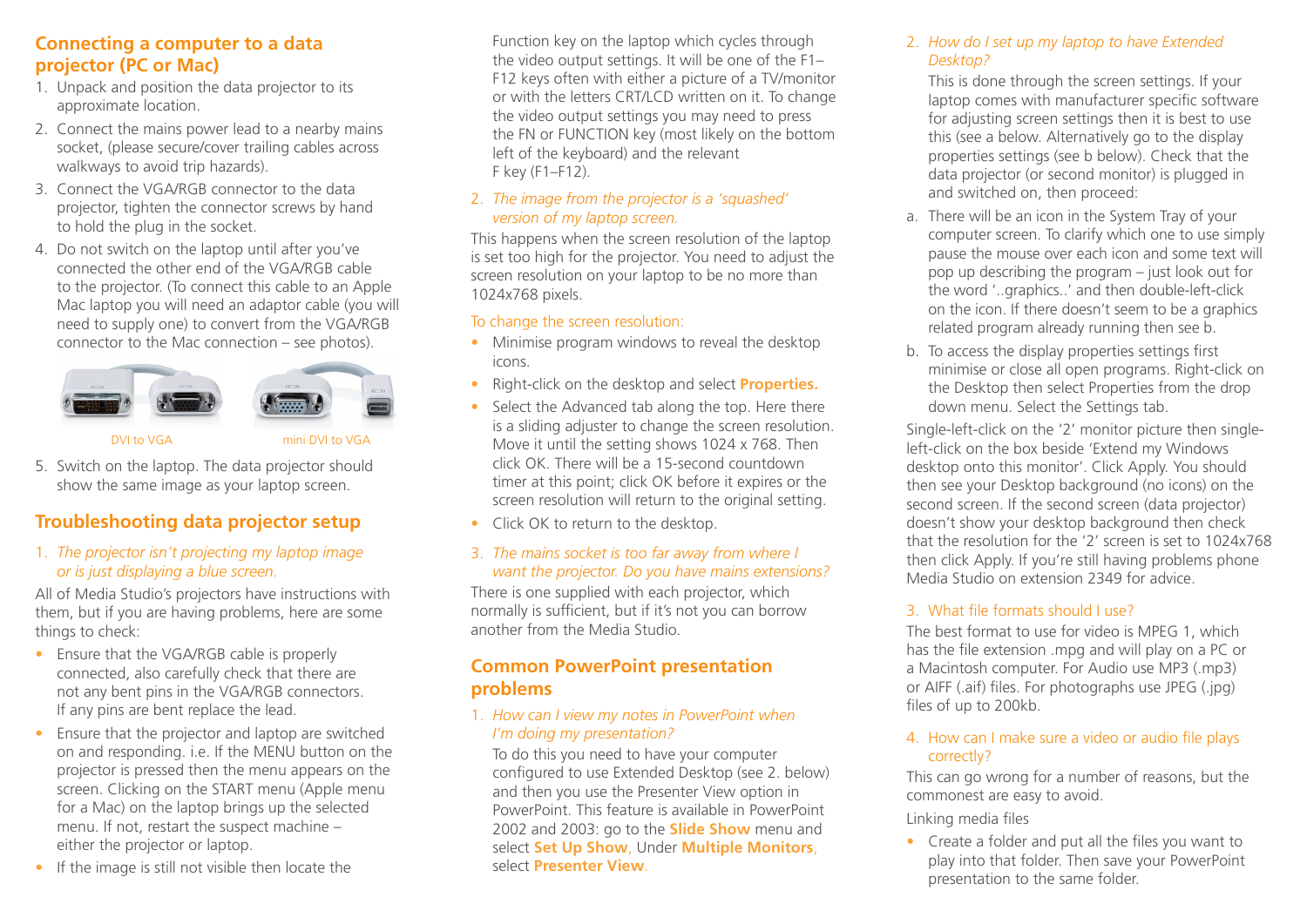## Connecting a computer to a data projector (PC or Mac)

1. Unpack and position the data projector to its approximate location.
2. Connect the mains power lead to a nearby mains socket, (please secure/cover trailing cables across walkways to avoid trip hazards).
3. Connect the VGA/RGB connector to the data projector, tighten the connector screws by hand to hold the plug in the socket.
4. Do not switch on the laptop until after you've connected the other end of the VGA/RGB cable to the projector. (To connect this cable to an Apple Mac laptop you will need an adaptor cable (you will need to supply one) to convert from the VGA/RGB connector to the Mac connection – see photos).

DVI to VGA

mini DVI to VGA

5. Switch on the laptop. The data projector should show the same image as your laptop screen.

## Troubleshooting data projector setup

1. *The projector isn't projecting my laptop image or is just displaying a blue screen.*

All of Media Studio's projectors have instructions with them, but if you are having problems, here are some things to check:

- Ensure that the VGA/RGB cable is properly connected, also carefully check that there are not any bent pins in the VGA/RGB connectors. If any pins are bent replace the lead.
- Ensure that the projector and laptop are switched on and responding. i.e. If the MENU button on the projector is pressed then the menu appears on the screen. Clicking on the START menu (Apple menu for a Mac) on the laptop brings up the selected menu. If not, restart the suspect machine – either the projector or laptop.
- If the image is still not visible then locate the Function key on the laptop which cycles through the video output settings. It will be one of the F1–F12 keys often with either a picture of a TV/monitor or with the letters CRT/LCD written on it. To change the video output settings you may need to press the FN or FUNCTION key (most likely on the bottom left of the keyboard) and the relevant F key (F1–F12).

2. *The image from the projector is a 'squashed' version of my laptop screen.*

This happens when the screen resolution of the laptop is set too high for the projector. You need to adjust the screen resolution on your laptop to be no more than 1024x768 pixels.

To change the screen resolution:

- Minimise program windows to reveal the desktop icons.
- Right-click on the desktop and select **Properties.**
- Select the Advanced tab along the top. Here there is a sliding adjuster to change the screen resolution. Move it until the setting shows 1024 x 768. Then click OK. There will be a 15-second countdown timer at this point; click OK before it expires or the screen resolution will return to the original setting.
- Click OK to return to the desktop.

3. *The mains socket is too far away from where I want the projector. Do you have mains extensions?*

There is one supplied with each projector, which normally is sufficient, but if it's not you can borrow another from the Media Studio.

## Common PowerPoint presentation problems

1. *How can I view my notes in PowerPoint when I'm doing my presentation?*

To do this you need to have your computer configured to use Extended Desktop (see 2. below) and then you use the Presenter View option in PowerPoint. This feature is available in PowerPoint 2002 and 2003: go to the **Slide Show** menu and select **Set Up Show**, Under **Multiple Monitors**, select **Presenter View**.

2. *How do I set up my laptop to have Extended Desktop?*

This is done through the screen settings. If your laptop comes with manufacturer specific software for adjusting screen settings then it is best to use this (see a below. Alternatively go to the display properties settings (see b below). Check that the data projector (or second monitor) is plugged in and switched on, then proceed:

a. There will be an icon in the System Tray of your computer screen. To clarify which one to use simply pause the mouse over each icon and some text will pop up describing the program – just look out for the word '..graphics..' and then double-left-click on the icon. If there doesn't seem to be a graphics related program already running then see b.

b. To access the display properties settings first minimise or close all open programs. Right-click on the Desktop then select Properties from the drop down menu. Select the Settings tab.

Single-left-click on the '2' monitor picture then single-left-click on the box beside 'Extend my Windows desktop onto this monitor'. Click Apply. You should then see your Desktop background (no icons) on the second screen. If the second screen (data projector) doesn't show your desktop background then check that the resolution for the '2' screen is set to 1024x768 then click Apply. If you're still having problems phone Media Studio on extension 2349 for advice.

3. What file formats should I use?

The best format to use for video is MPEG 1, which has the file extension .mpg and will play on a PC or a Macintosh computer. For Audio use MP3 (.mp3) or AIFF (.aif) files. For photographs use JPEG (.jpg) files of up to 200kb.

4. How can I make sure a video or audio file plays correctly?

This can go wrong for a number of reasons, but the commonest are easy to avoid.

Linking media files

- Create a folder and put all the files you want to play into that folder. Then save your PowerPoint presentation to the same folder.